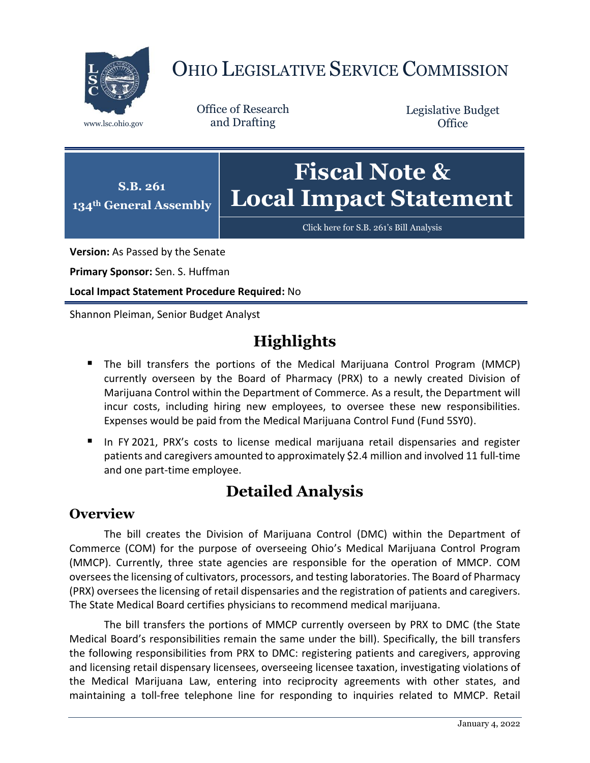# OHIO LEGISLATIVE SERVICE COMMISSION

www.lsc.ohio.gov

Office of Research and Drafting

Legislative Budget Office

**S.B. 261**
**134th General Assembly**

# Fiscal Note & Local Impact Statement

Click here for S.B. 261's Bill Analysis

**Version:** As Passed by the Senate

**Primary Sponsor:** Sen. S. Huffman

**Local Impact Statement Procedure Required:** No

Shannon Pleiman, Senior Budget Analyst

## Highlights

- The bill transfers the portions of the Medical Marijuana Control Program (MMCP) currently overseen by the Board of Pharmacy (PRX) to a newly created Division of Marijuana Control within the Department of Commerce. As a result, the Department will incur costs, including hiring new employees, to oversee these new responsibilities. Expenses would be paid from the Medical Marijuana Control Fund (Fund 5SY0).
- In FY 2021, PRX's costs to license medical marijuana retail dispensaries and register patients and caregivers amounted to approximately $2.4 million and involved 11 full-time and one part-time employee.

## Detailed Analysis

### Overview

The bill creates the Division of Marijuana Control (DMC) within the Department of Commerce (COM) for the purpose of overseeing Ohio's Medical Marijuana Control Program (MMCP). Currently, three state agencies are responsible for the operation of MMCP. COM oversees the licensing of cultivators, processors, and testing laboratories. The Board of Pharmacy (PRX) oversees the licensing of retail dispensaries and the registration of patients and caregivers. The State Medical Board certifies physicians to recommend medical marijuana.

The bill transfers the portions of MMCP currently overseen by PRX to DMC (the State Medical Board's responsibilities remain the same under the bill). Specifically, the bill transfers the following responsibilities from PRX to DMC: registering patients and caregivers, approving and licensing retail dispensary licensees, overseeing licensee taxation, investigating violations of the Medical Marijuana Law, entering into reciprocity agreements with other states, and maintaining a toll-free telephone line for responding to inquiries related to MMCP. Retail

January 4, 2022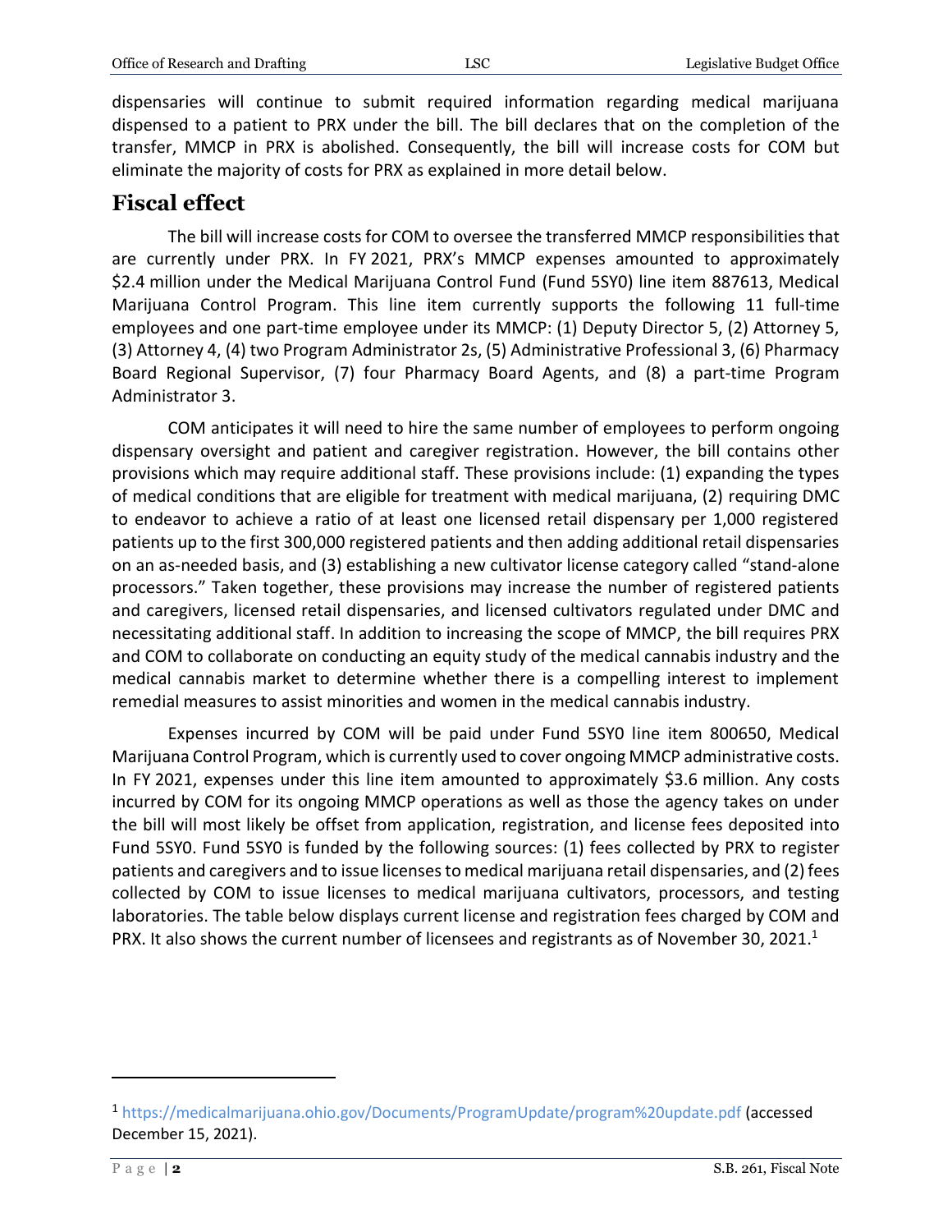dispensaries will continue to submit required information regarding medical marijuana dispensed to a patient to PRX under the bill. The bill declares that on the completion of the transfer, MMCP in PRX is abolished. Consequently, the bill will increase costs for COM but eliminate the majority of costs for PRX as explained in more detail below.

## Fiscal effect

The bill will increase costs for COM to oversee the transferred MMCP responsibilities that are currently under PRX. In FY 2021, PRX's MMCP expenses amounted to approximately $2.4 million under the Medical Marijuana Control Fund (Fund 5SY0) line item 887613, Medical Marijuana Control Program. This line item currently supports the following 11 full-time employees and one part-time employee under its MMCP: (1) Deputy Director 5, (2) Attorney 5, (3) Attorney 4, (4) two Program Administrator 2s, (5) Administrative Professional 3, (6) Pharmacy Board Regional Supervisor, (7) four Pharmacy Board Agents, and (8) a part-time Program Administrator 3.

COM anticipates it will need to hire the same number of employees to perform ongoing dispensary oversight and patient and caregiver registration. However, the bill contains other provisions which may require additional staff. These provisions include: (1) expanding the types of medical conditions that are eligible for treatment with medical marijuana, (2) requiring DMC to endeavor to achieve a ratio of at least one licensed retail dispensary per 1,000 registered patients up to the first 300,000 registered patients and then adding additional retail dispensaries on an as-needed basis, and (3) establishing a new cultivator license category called "stand-alone processors." Taken together, these provisions may increase the number of registered patients and caregivers, licensed retail dispensaries, and licensed cultivators regulated under DMC and necessitating additional staff. In addition to increasing the scope of MMCP, the bill requires PRX and COM to collaborate on conducting an equity study of the medical cannabis industry and the medical cannabis market to determine whether there is a compelling interest to implement remedial measures to assist minorities and women in the medical cannabis industry.

Expenses incurred by COM will be paid under Fund 5SY0 line item 800650, Medical Marijuana Control Program, which is currently used to cover ongoing MMCP administrative costs. In FY 2021, expenses under this line item amounted to approximately $3.6 million. Any costs incurred by COM for its ongoing MMCP operations as well as those the agency takes on under the bill will most likely be offset from application, registration, and license fees deposited into Fund 5SY0. Fund 5SY0 is funded by the following sources: (1) fees collected by PRX to register patients and caregivers and to issue licenses to medical marijuana retail dispensaries, and (2) fees collected by COM to issue licenses to medical marijuana cultivators, processors, and testing laboratories. The table below displays current license and registration fees charged by COM and PRX. It also shows the current number of licensees and registrants as of November 30, 2021.[1]

---

[1] https://medicalmarijuana.ohio.gov/Documents/ProgramUpdate/program%20update.pdf (accessed December 15, 2021).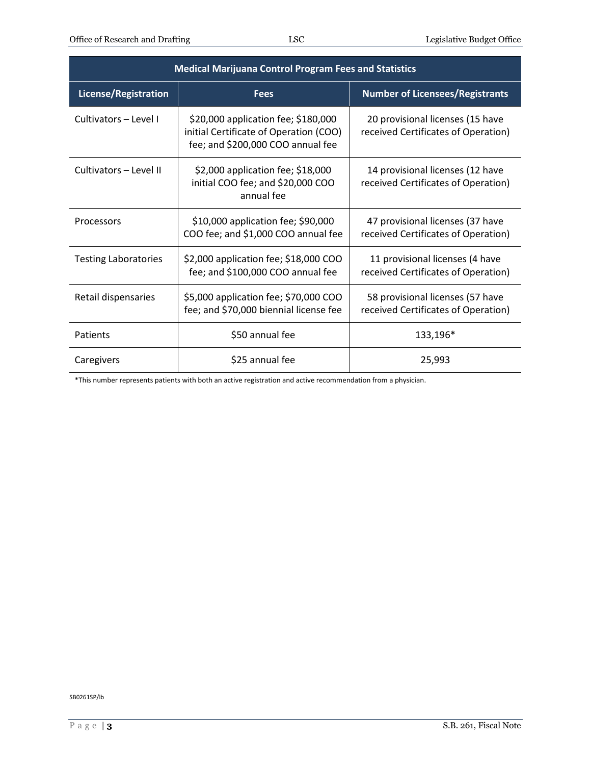| Medical Marijuana Control Program Fees and Statistics | | |
|---|---|---|
| **License/Registration** | **Fees** | **Number of Licensees/Registrants** |
| Cultivators – Level I | $20,000 application fee; $180,000 initial Certificate of Operation (COO) fee; and $200,000 COO annual fee | 20 provisional licenses (15 have received Certificates of Operation) |
| Cultivators – Level II | $2,000 application fee; $18,000 initial COO fee; and $20,000 COO annual fee | 14 provisional licenses (12 have received Certificates of Operation) |
| Processors | $10,000 application fee; $90,000 COO fee; and $1,000 COO annual fee | 47 provisional licenses (37 have received Certificates of Operation) |
| Testing Laboratories | $2,000 application fee; $18,000 COO fee; and $100,000 COO annual fee | 11 provisional licenses (4 have received Certificates of Operation) |
| Retail dispensaries | $5,000 application fee; $70,000 COO fee; and $70,000 biennial license fee | 58 provisional licenses (57 have received Certificates of Operation) |
| Patients | $50 annual fee | 133,196* |
| Caregivers | $25 annual fee | 25,993 |

*This number represents patients with both an active registration and active recommendation from a physician.

SB0261SP/lb